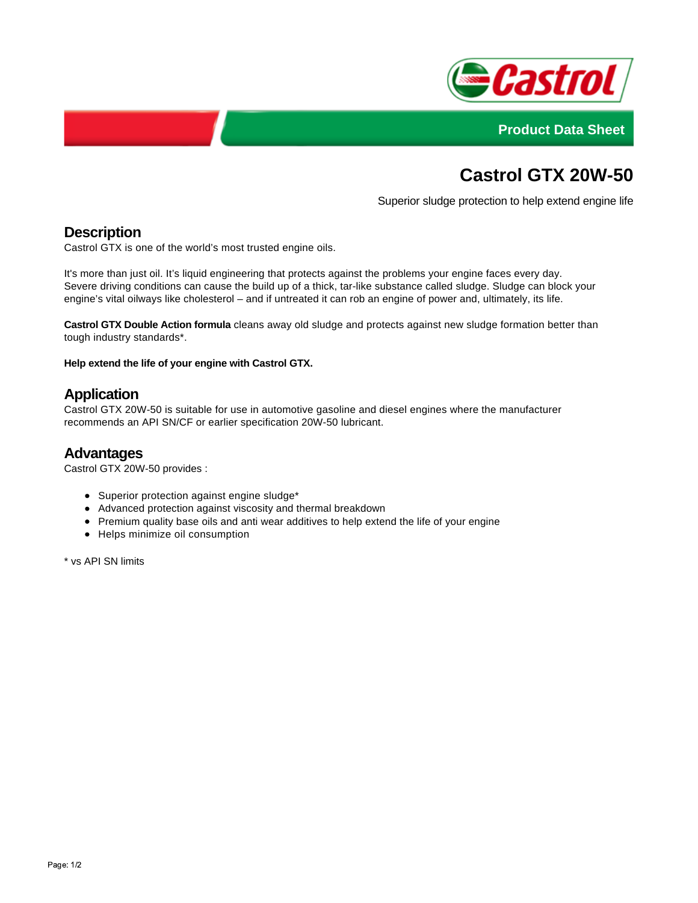Product Data Sheet

# Castrol GTX 20W-50

Superior sludge protection to help extend engine life

## Description

Castrol GTX is one of the world's most trusted engine oils.

It's more than just oil. It's liquid engineering that protects against the problems your engine faces every day. Severe driving conditions can cause the build up of a thick, tar-like substance called sludge. Sludge can block your engine's vital oilways like cholesterol – and if untreated it can rob an engine of power and, ultimately, its life.

**Castrol GTX Double Action formula** cleans away old sludge and protects against new sludge formation better than tough industry standards*.

**Help extend the life of your engine with Castrol GTX.**

## Application

Castrol GTX 20W-50 is suitable for use in automotive gasoline and diesel engines where the manufacturer recommends an API SN/CF or earlier specification 20W-50 lubricant.

## Advantages

Castrol GTX 20W-50 provides :

- Superior protection against engine sludge*
- Advanced protection against viscosity and thermal breakdown
- Premium quality base oils and anti wear additives to help extend the life of your engine
- Helps minimize oil consumption

* vs API SN limits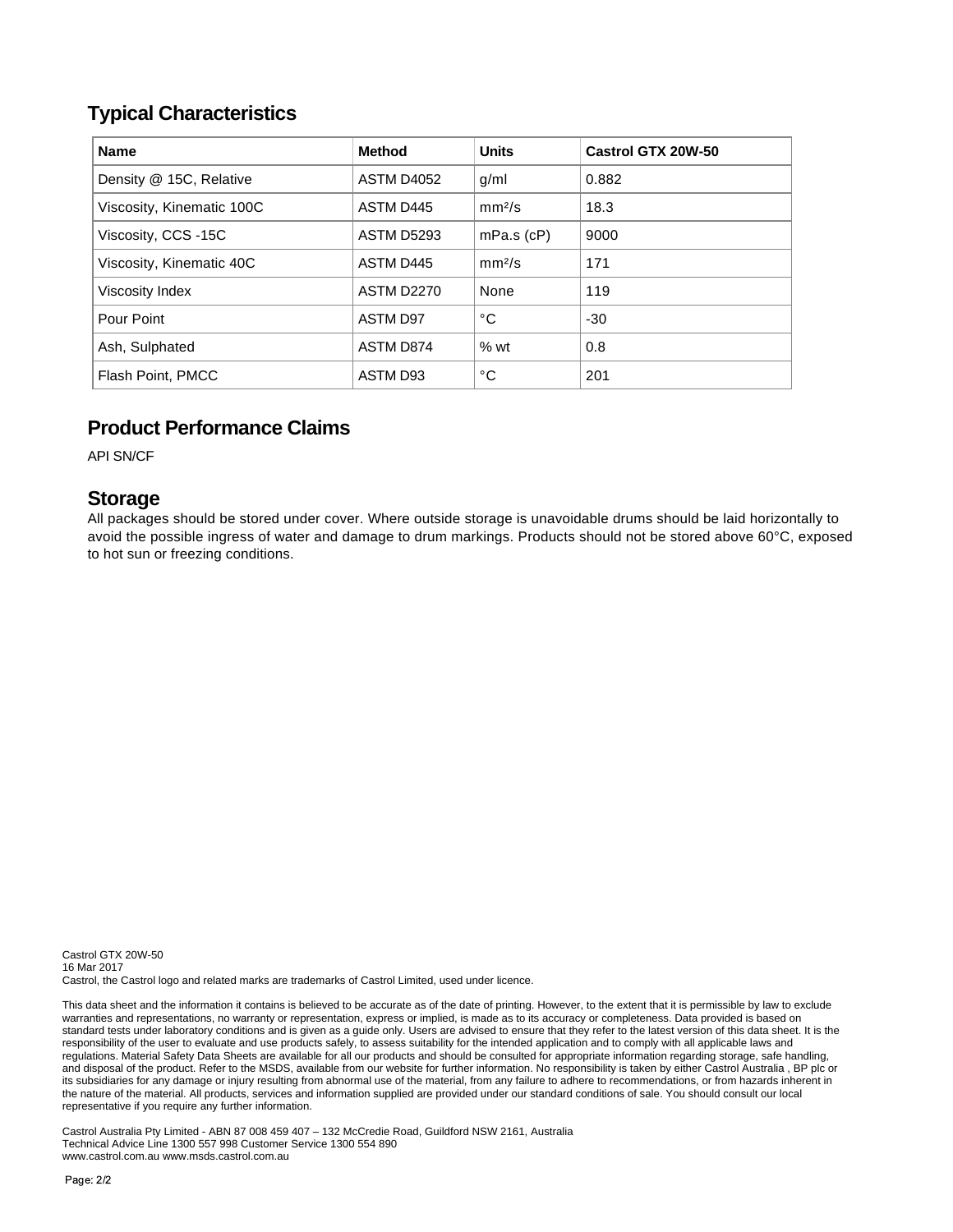## Typical Characteristics

| Name | Method | Units | Castrol GTX 20W-50 |
|---|---|---|---|
| Density @ 15C, Relative | ASTM D4052 | g/ml | 0.882 |
| Viscosity, Kinematic 100C | ASTM D445 | $mm^2/s$ | 18.3 |
| Viscosity, CCS -15C | ASTM D5293 | mPa.s (cP) | 9000 |
| Viscosity, Kinematic 40C | ASTM D445 | $mm^2/s$ | 171 |
| Viscosity Index | ASTM D2270 | None | 119 |
| Pour Point | ASTM D97 | °C | -30 |
| Ash, Sulphated | ASTM D874 | % wt | 0.8 |
| Flash Point, PMCC | ASTM D93 | °C | 201 |

## Product Performance Claims

API SN/CF

## Storage

All packages should be stored under cover. Where outside storage is unavoidable drums should be laid horizontally to avoid the possible ingress of water and damage to drum markings. Products should not be stored above 60°C, exposed to hot sun or freezing conditions.

Castrol GTX 20W-50
16 Mar 2017
Castrol, the Castrol logo and related marks are trademarks of Castrol Limited, used under licence.

This data sheet and the information it contains is believed to be accurate as of the date of printing. However, to the extent that it is permissible by law to exclude warranties and representations, no warranty or representation, express or implied, is made as to its accuracy or completeness. Data provided is based on standard tests under laboratory conditions and is given as a guide only. Users are advised to ensure that they refer to the latest version of this data sheet. It is the responsibility of the user to evaluate and use products safely, to assess suitability for the intended application and to comply with all applicable laws and regulations. Material Safety Data Sheets are available for all our products and should be consulted for appropriate information regarding storage, safe handling, and disposal of the product. Refer to the MSDS, available from our website for further information. No responsibility is taken by either Castrol Australia , BP plc or its subsidiaries for any damage or injury resulting from abnormal use of the material, from any failure to adhere to recommendations, or from hazards inherent in the nature of the material. All products, services and information supplied are provided under our standard conditions of sale. You should consult our local representative if you require any further information.

Castrol Australia Pty Limited - ABN 87 008 459 407 – 132 McCredie Road, Guildford NSW 2161, Australia
Technical Advice Line 1300 557 998 Customer Service 1300 554 890
www.castrol.com.au www.msds.castrol.com.au